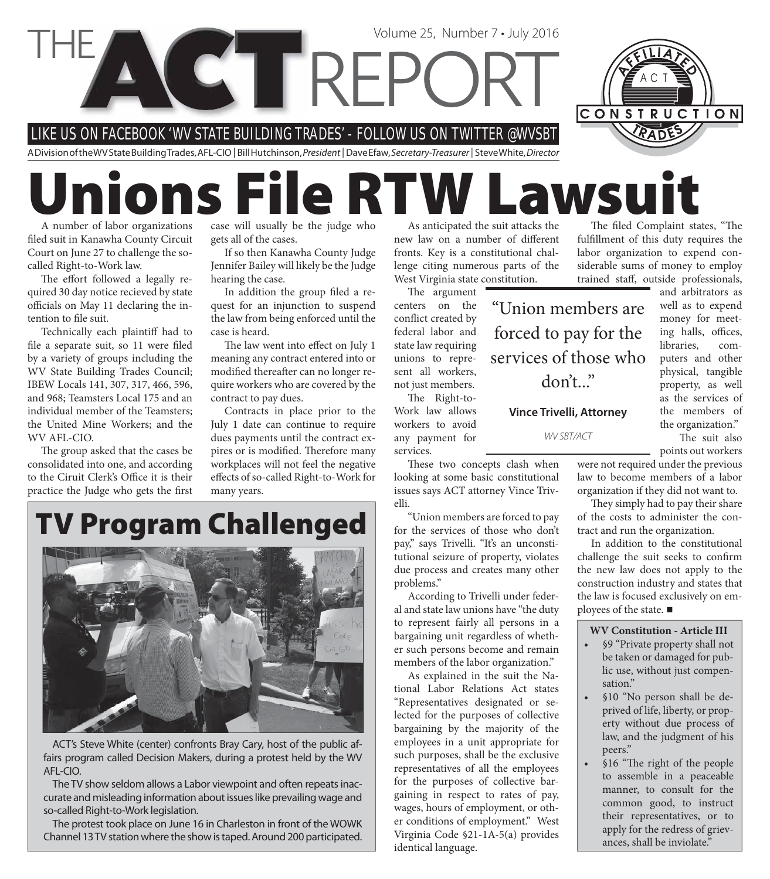# THE ACT REPORT

Volume 25, Number 7 • July 2016

LIKE US ON FACEBOOK 'WV STATE BUILDING TRADES' - FOLLOW US ON TWITTER @WVSBT

A Division of the WV State Building Trades, AFL-CIO | Bill Hutchinson, *President* | Dave Efaw, *Secretary-Treasurer* | Steve White, *Director*

# Unions File RTW Lawsuit

A number of labor organizations filed suit in Kanawha County Circuit Court on June 27 to challenge the so-called Right-to-Work law.

The effort followed a legally required 30 day notice recieved by state officials on May 11 declaring the intention to file suit.

Technically each plaintiff had to file a separate suit, so 11 were filed by a variety of groups including the WV State Building Trades Council; IBEW Locals 141, 307, 317, 466, 596, and 968; Teamsters Local 175 and an individual member of the Teamsters; the United Mine Workers; and the WV AFL-CIO.

The group asked that the cases be consolidated into one, and according to the Ciruit Clerk's Office it is their practice the Judge who gets the first case will usually be the judge who gets all of the cases.

If so then Kanawha County Judge Jennifer Bailey will likely be the Judge hearing the case.

In addition the group filed a request for an injunction to suspend the law from being enforced until the case is heard.

The law went into effect on July 1 meaning any contract entered into or modified thereafter can no longer require workers who are covered by the contract to pay dues.

Contracts in place prior to the July 1 date can continue to require dues payments until the contract expires or is modified. Therefore many workplaces will not feel the negative effects of so-called Right-to-Work for many years.

As anticipated the suit attacks the new law on a number of different fronts. Key is a constitutional challenge citing numerous parts of the West Virginia state constitution.

The argument centers on the conflict created by federal labor and state law requiring unions to represent all workers, not just members.

The Right-to-Work law allows workers to avoid any payment for services.

> "Union members are forced to pay for the services of those who don't..."
>
> **Vince Trivelli, Attorney**
>
> *WV SBT/ACT*

These two concepts clash when looking at some basic constitutional issues says ACT attorney Vince Trivelli.

"Union members are forced to pay for the services of those who don't pay," says Trivelli. "It's an unconstitutional seizure of property, violates due process and creates many other problems."

According to Trivelli under federal and state law unions have "the duty to represent fairly all persons in a bargaining unit regardless of whether such persons become and remain members of the labor organization."

As explained in the suit the National Labor Relations Act states "Representatives designated or selected for the purposes of collective bargaining by the majority of the employees in a unit appropriate for such purposes, shall be the exclusive representatives of all the employees for the purposes of collective bargaining in respect to rates of pay, wages, hours of employment, or other conditions of employment." West Virginia Code §21-1A-5(a) provides identical language.

The filed Complaint states, "The fulfillment of this duty requires the labor organization to expend considerable sums of money to employ trained staff, outside professionals, and arbitrators as well as to expend money for meeting halls, offices, libraries, computers and other physical, tangible property, as well as the services of the members of the organization."

The suit also points out workers were not required under the previous law to become members of a labor organization if they did not want to.

They simply had to pay their share of the costs to administer the contract and run the organization.

In addition to the constitutional challenge the suit seeks to confirm the new law does not apply to the construction industry and states that the law is focused exclusively on employees of the state. ■

**WV Constitution - Article III**

- §9 "Private property shall not be taken or damaged for public use, without just compensation."
- §10 "No person shall be deprived of life, liberty, or property without due process of law, and the judgment of his peers."
- §16 "The right of the people to assemble in a peaceable manner, to consult for the common good, to instruct their representatives, or to apply for the redress of grievances, shall be inviolate."

## TV Program Challenged

ACT's Steve White (center) confronts Bray Cary, host of the public affairs program called Decision Makers, during a protest held by the WV AFL-CIO.

The TV show seldom allows a Labor viewpoint and often repeats inaccurate and misleading information about issues like prevailing wage and so-called Right-to-Work legislation.

The protest took place on June 16 in Charleston in front of the WOWK Channel 13 TV station where the show is taped. Around 200 participated.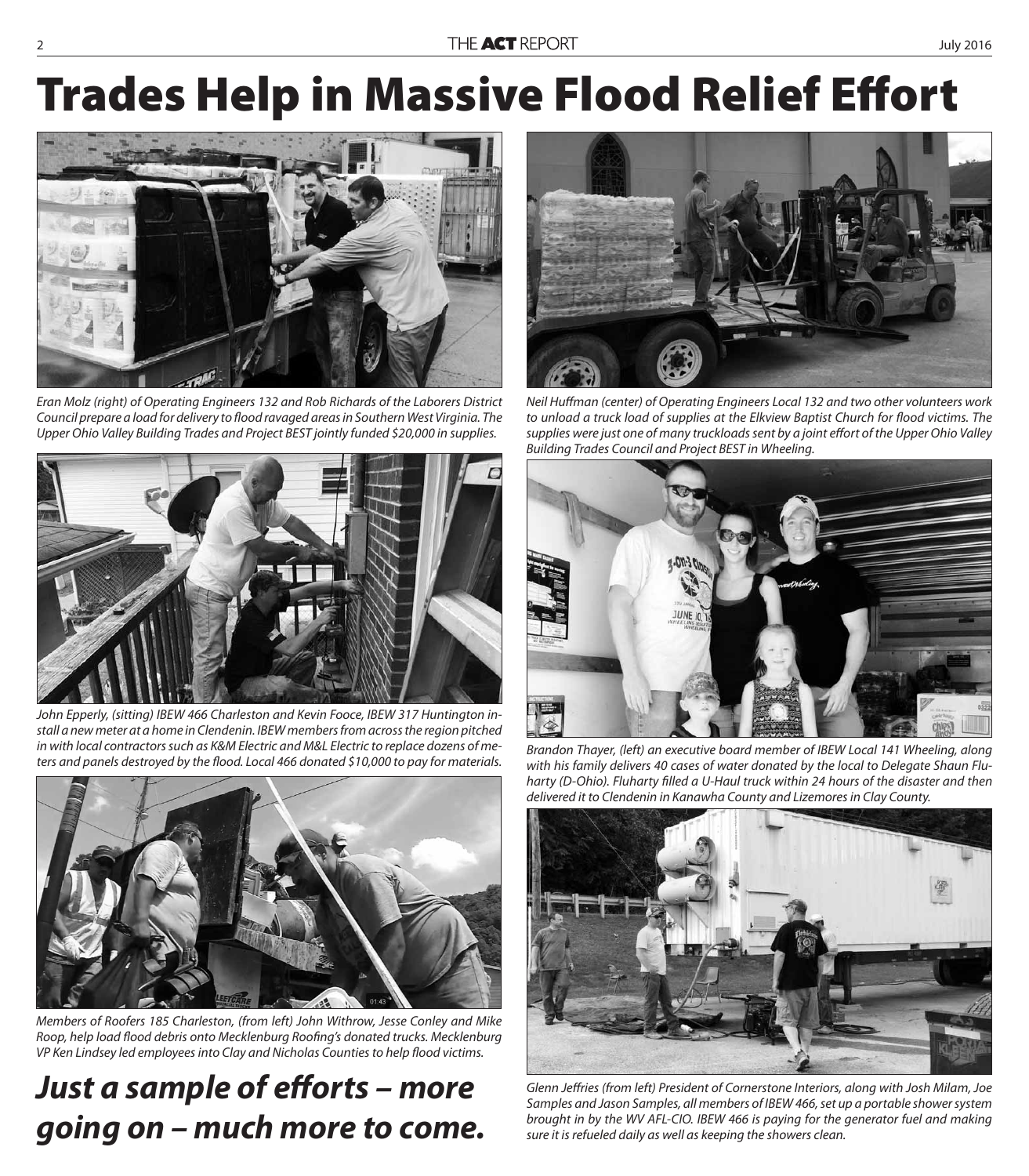# Trades Help in Massive Flood Relief Effort

*Eran Molz (right) of Operating Engineers 132 and Rob Richards of the Laborers District Council prepare a load for delivery to flood ravaged areas in Southern West Virginia. The Upper Ohio Valley Building Trades and Project BEST jointly funded $20,000 in supplies.*

*John Epperly, (sitting) IBEW 466 Charleston and Kevin Fooce, IBEW 317 Huntington install a new meter at a home in Clendenin. IBEW members from across the region pitched in with local contractors such as K&M Electric and M&L Electric to replace dozens of meters and panels destroyed by the flood. Local 466 donated $10,000 to pay for materials.*

*Members of Roofers 185 Charleston, (from left) John Withrow, Jesse Conley and Mike Roop, help load flood debris onto Mecklenburg Roofing's donated trucks. Mecklenburg VP Ken Lindsey led employees into Clay and Nicholas Counties to help flood victims.*

## *Just a sample of efforts – more going on – much more to come.*

*Neil Huffman (center) of Operating Engineers Local 132 and two other volunteers work to unload a truck load of supplies at the Elkview Baptist Church for flood victims. The supplies were just one of many truckloads sent by a joint effort of the Upper Ohio Valley Building Trades Council and Project BEST in Wheeling.*

*Brandon Thayer, (left) an executive board member of IBEW Local 141 Wheeling, along with his family delivers 40 cases of water donated by the local to Delegate Shaun Fluharty (D-Ohio). Fluharty filled a U-Haul truck within 24 hours of the disaster and then delivered it to Clendenin in Kanawha County and Lizemores in Clay County.*

*Glenn Jeffries (from left) President of Cornerstone Interiors, along with Josh Milam, Joe Samples and Jason Samples, all members of IBEW 466, set up a portable shower system brought in by the WV AFL-CIO. IBEW 466 is paying for the generator fuel and making sure it is refueled daily as well as keeping the showers clean.*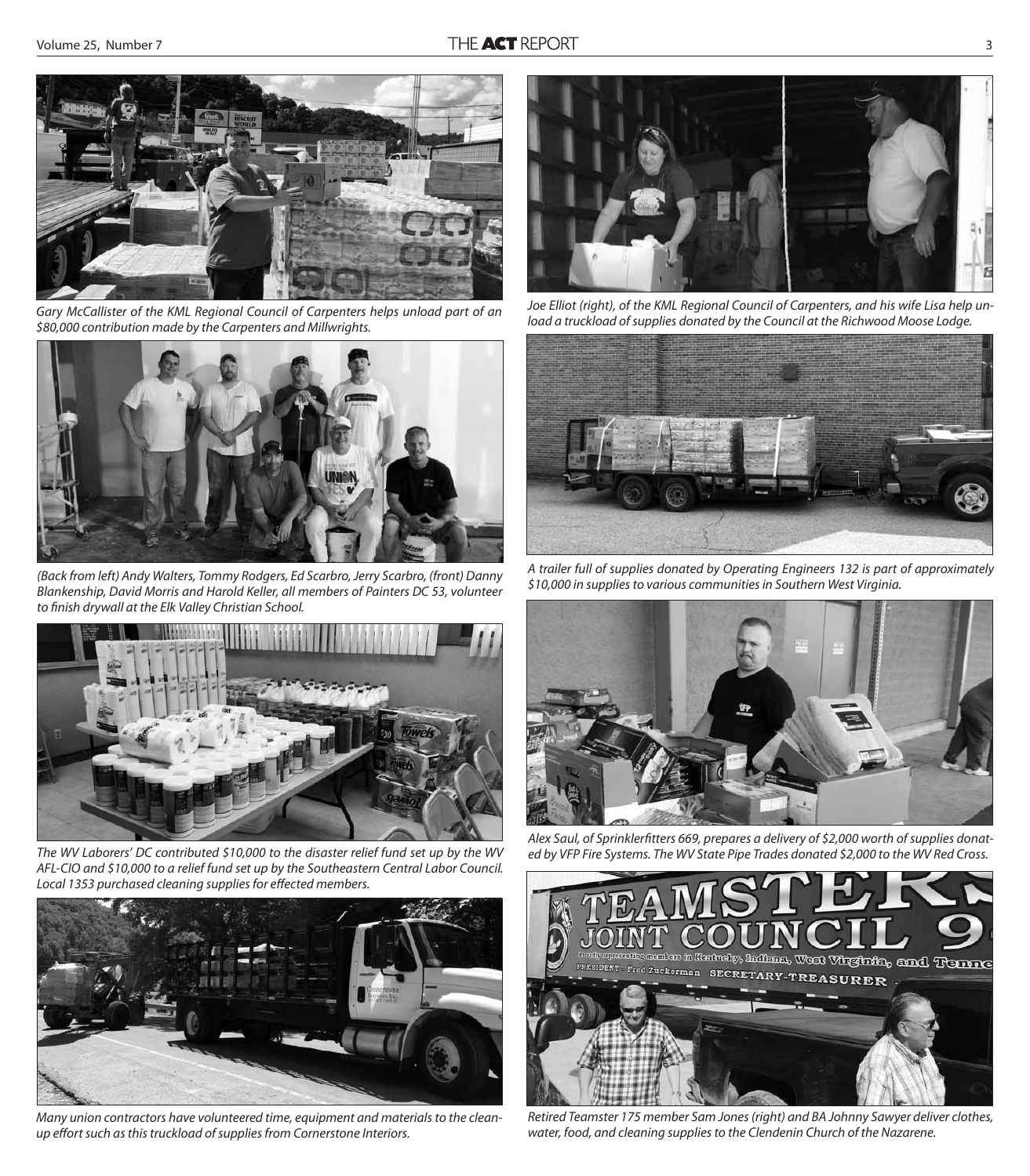*Gary McCallister of the KML Regional Council of Carpenters helps unload part of an $80,000 contribution made by the Carpenters and Millwrights.*

*(Back from left) Andy Walters, Tommy Rodgers, Ed Scarbro, Jerry Scarbro, (front) Danny Blankenship, David Morris and Harold Keller, all members of Painters DC 53, volunteer to finish drywall at the Elk Valley Christian School.*

*The WV Laborers' DC contributed $10,000 to the disaster relief fund set up by the WV AFL-CIO and $10,000 to a relief fund set up by the Southeastern Central Labor Council. Local 1353 purchased cleaning supplies for effected members.*

*Many union contractors have volunteered time, equipment and materials to the clean-up effort such as this truckload of supplies from Cornerstone Interiors.*

*Joe Elliot (right), of the KML Regional Council of Carpenters, and his wife Lisa help unload a truckload of supplies donated by the Council at the Richwood Moose Lodge.*

*A trailer full of supplies donated by Operating Engineers 132 is part of approximately $10,000 in supplies to various communities in Southern West Virginia.*

*Alex Saul, of Sprinklerfitters 669, prepares a delivery of $2,000 worth of supplies donated by VFP Fire Systems. The WV State Pipe Trades donated $2,000 to the WV Red Cross.*

*Retired Teamster 175 member Sam Jones (right) and BA Johnny Sawyer deliver clothes, water, food, and cleaning supplies to the Clendenin Church of the Nazarene.*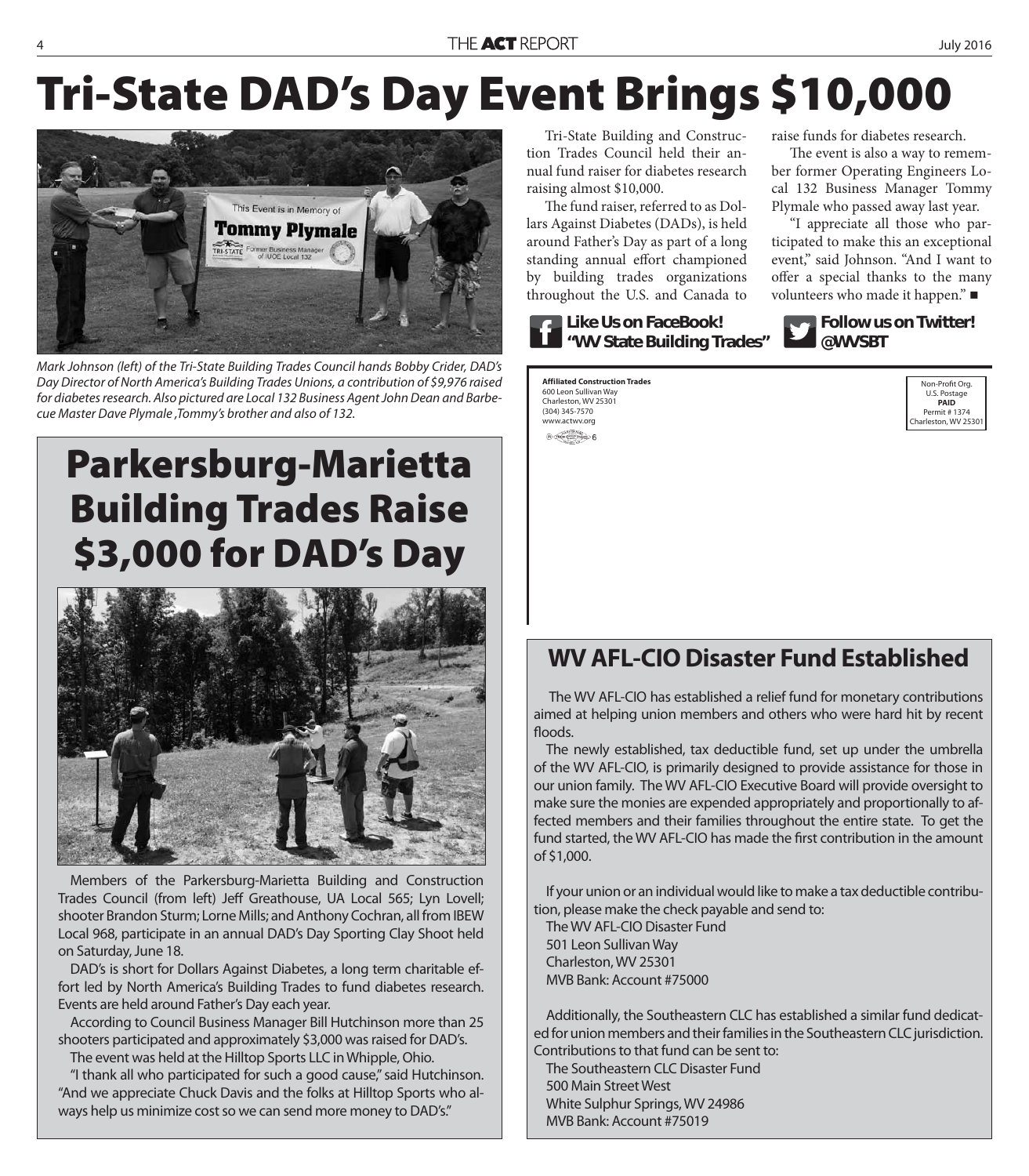# Tri-State DAD's Day Event Brings $10,000

*Mark Johnson (left) of the Tri-State Building Trades Council hands Bobby Crider, DAD's Day Director of North America's Building Trades Unions, a contribution of $9,976 raised for diabetes research. Also pictured are Local 132 Business Agent John Dean and Barbecue Master Dave Plymale ,Tommy's brother and also of 132.*

Tri-State Building and Construction Trades Council held their annual fund raiser for diabetes research raising almost $10,000.

The fund raiser, referred to as Dollars Against Diabetes (DADs), is held around Father's Day as part of a long standing annual effort championed by building trades organizations throughout the U.S. and Canada to raise funds for diabetes research.

The event is also a way to remember former Operating Engineers Local 132 Business Manager Tommy Plymale who passed away last year.

"I appreciate all those who participated to make this an exceptional event," said Johnson. "And I want to offer a special thanks to the many volunteers who made it happen." ■

**Like Us on FaceBook! "WV State Building Trades"**

**Follow us on Twitter! @WVSBT**

**Affiliated Construction Trades**
600 Leon Sullivan Way
Charleston, WV 25301
(304) 345-7570
www.actwv.org

Non-Profit Org.
U.S. Postage
**PAID**
Permit # 1374
Charleston, WV 25301

# Parkersburg-Marietta Building Trades Raise $3,000 for DAD's Day

Members of the Parkersburg-Marietta Building and Construction Trades Council (from left) Jeff Greathouse, UA Local 565; Lyn Lovell; shooter Brandon Sturm; Lorne Mills; and Anthony Cochran, all from IBEW Local 968, participate in an annual DAD's Day Sporting Clay Shoot held on Saturday, June 18.

DAD's is short for Dollars Against Diabetes, a long term charitable effort led by North America's Building Trades to fund diabetes research. Events are held around Father's Day each year.

According to Council Business Manager Bill Hutchinson more than 25 shooters participated and approximately $3,000 was raised for DAD's.

The event was held at the Hilltop Sports LLC in Whipple, Ohio.

"I thank all who participated for such a good cause," said Hutchinson. "And we appreciate Chuck Davis and the folks at Hilltop Sports who always help us minimize cost so we can send more money to DAD's."

## WV AFL-CIO Disaster Fund Established

The WV AFL-CIO has established a relief fund for monetary contributions aimed at helping union members and others who were hard hit by recent floods.

The newly established, tax deductible fund, set up under the umbrella of the WV AFL-CIO, is primarily designed to provide assistance for those in our union family. The WV AFL-CIO Executive Board will provide oversight to make sure the monies are expended appropriately and proportionally to affected members and their families throughout the entire state. To get the fund started, the WV AFL-CIO has made the first contribution in the amount of $1,000.

If your union or an individual would like to make a tax deductible contribution, please make the check payable and send to:

The WV AFL-CIO Disaster Fund
501 Leon Sullivan Way
Charleston, WV 25301
MVB Bank: Account #75000

Additionally, the Southeastern CLC has established a similar fund dedicated for union members and their families in the Southeastern CLC jurisdiction. Contributions to that fund can be sent to:

The Southeastern CLC Disaster Fund
500 Main Street West
White Sulphur Springs, WV 24986
MVB Bank: Account #75019